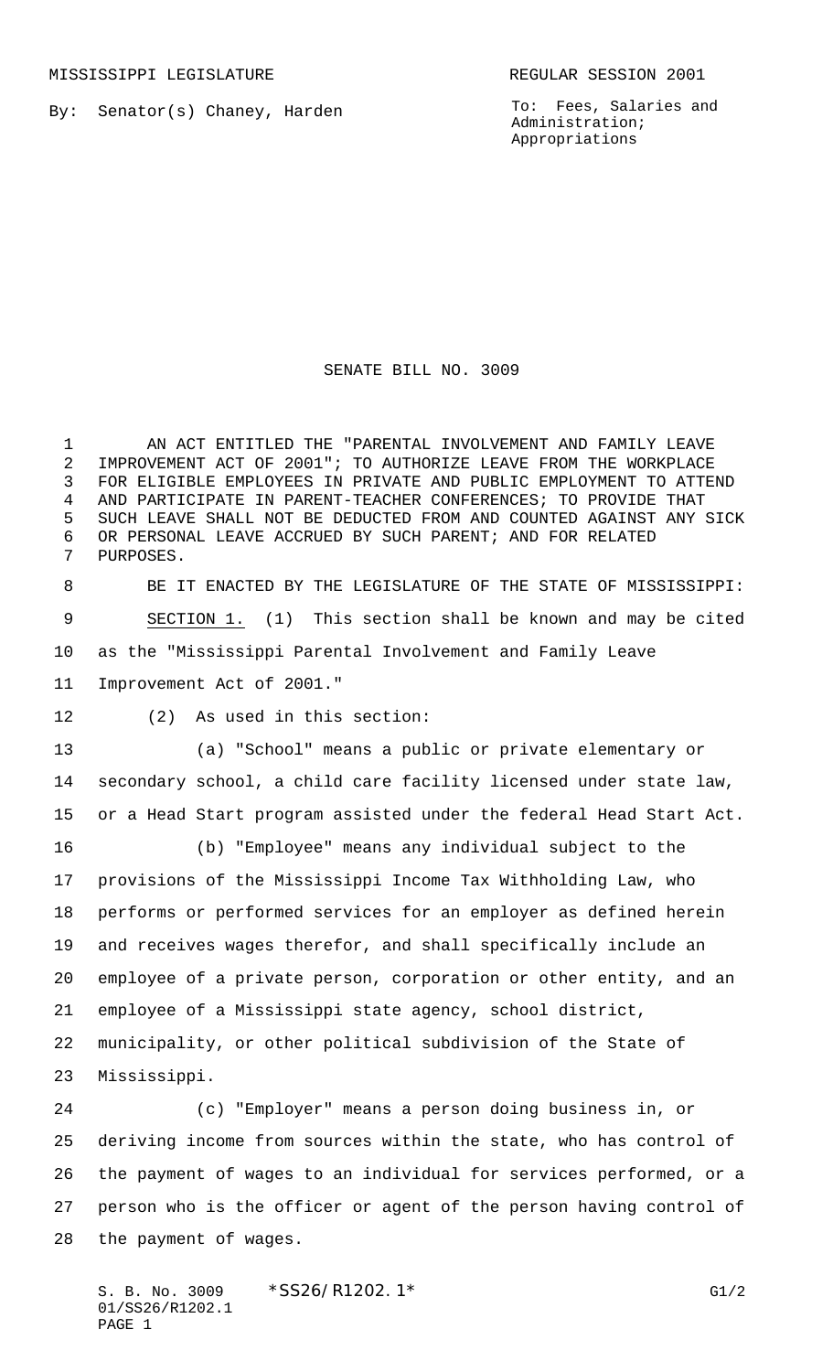MISSISSIPPI LEGISLATURE                                    REGULAR SESSION 2001

By: Senator(s) Chaney, Harden

To: Fees, Salaries and Administration; Appropriations

# SENATE BILL NO. 3009

AN ACT ENTITLED THE "PARENTAL INVOLVEMENT AND FAMILY LEAVE IMPROVEMENT ACT OF 2001"; TO AUTHORIZE LEAVE FROM THE WORKPLACE FOR ELIGIBLE EMPLOYEES IN PRIVATE AND PUBLIC EMPLOYMENT TO ATTEND AND PARTICIPATE IN PARENT-TEACHER CONFERENCES; TO PROVIDE THAT SUCH LEAVE SHALL NOT BE DEDUCTED FROM AND COUNTED AGAINST ANY SICK OR PERSONAL LEAVE ACCRUED BY SUCH PARENT; AND FOR RELATED PURPOSES.

BE IT ENACTED BY THE LEGISLATURE OF THE STATE OF MISSISSIPPI:

SECTION 1. (1) This section shall be known and may be cited as the "Mississippi Parental Involvement and Family Leave Improvement Act of 2001."

(2) As used in this section:

(a) "School" means a public or private elementary or secondary school, a child care facility licensed under state law, or a Head Start program assisted under the federal Head Start Act.

(b) "Employee" means any individual subject to the provisions of the Mississippi Income Tax Withholding Law, who performs or performed services for an employer as defined herein and receives wages therefor, and shall specifically include an employee of a private person, corporation or other entity, and an employee of a Mississippi state agency, school district, municipality, or other political subdivision of the State of Mississippi.

(c) "Employer" means a person doing business in, or deriving income from sources within the state, who has control of the payment of wages to an individual for services performed, or a person who is the officer or agent of the person having control of the payment of wages.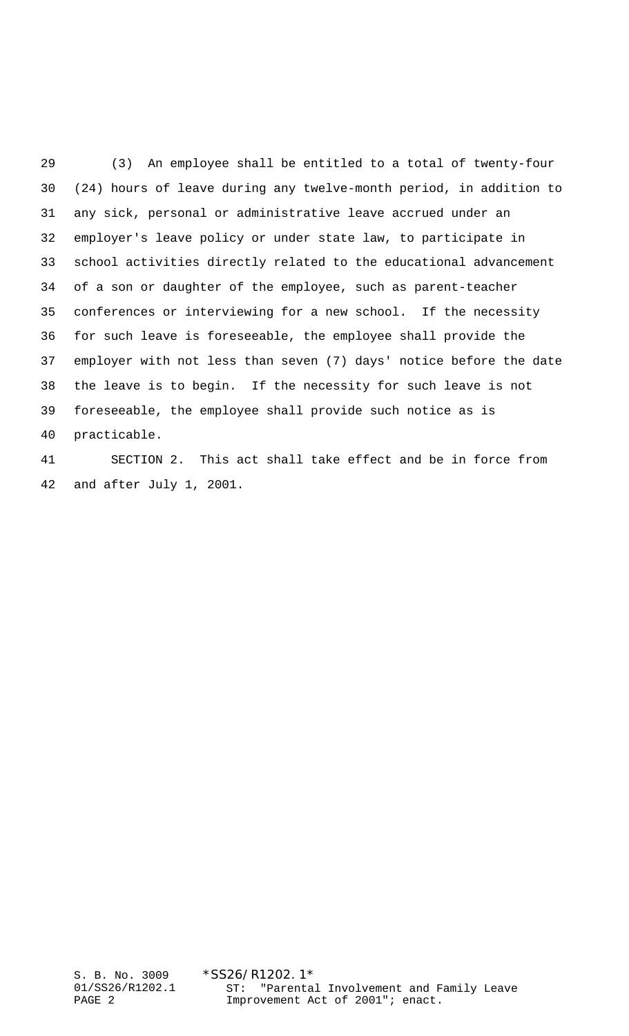(3) An employee shall be entitled to a total of twenty-four (24) hours of leave during any twelve-month period, in addition to any sick, personal or administrative leave accrued under an employer's leave policy or under state law, to participate in school activities directly related to the educational advancement of a son or daughter of the employee, such as parent-teacher conferences or interviewing for a new school. If the necessity for such leave is foreseeable, the employee shall provide the employer with not less than seven (7) days' notice before the date the leave is to begin. If the necessity for such leave is not foreseeable, the employee shall provide such notice as is practicable.

SECTION 2. This act shall take effect and be in force from and after July 1, 2001.